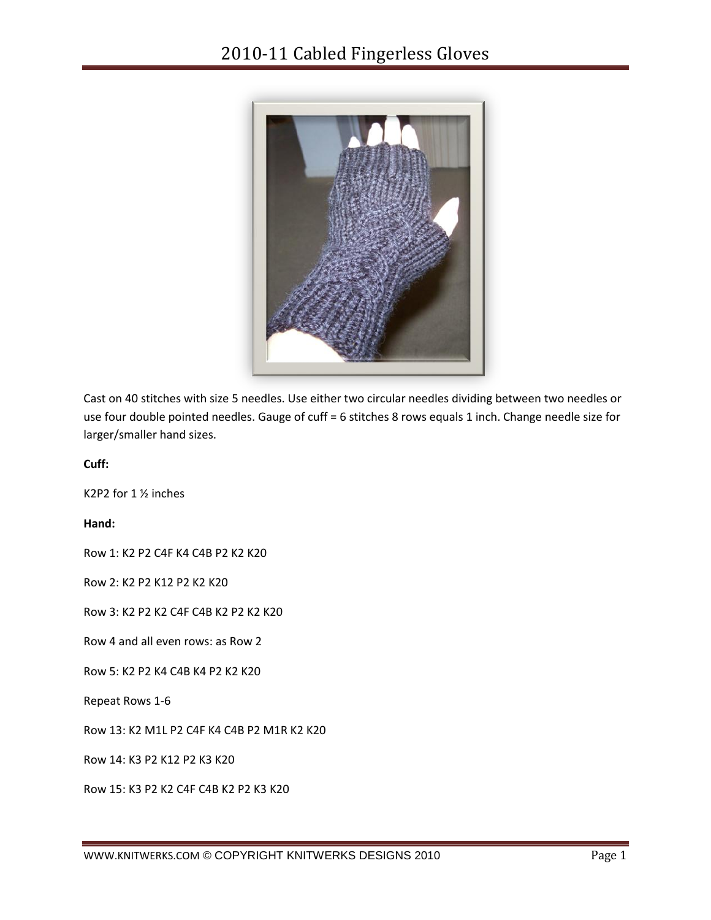# 2010-11 Cabled Fingerless Gloves

Cast on 40 stitches with size 5 needles. Use either two circular needles dividing between two needles or use four double pointed needles. Gauge of cuff = 6 stitches 8 rows equals 1 inch. Change needle size for larger/smaller hand sizes.

**Cuff:**

K2P2 for 1 ½ inches

**Hand:**

Row 1: K2 P2 C4F K4 C4B P2 K2 K20

Row 2: K2 P2 K12 P2 K2 K20

Row 3: K2 P2 K2 C4F C4B K2 P2 K2 K20

Row 4 and all even rows: as Row 2

Row 5: K2 P2 K4 C4B K4 P2 K2 K20

Repeat Rows 1-6

Row 13: K2 M1L P2 C4F K4 C4B P2 M1R K2 K20

Row 14: K3 P2 K12 P2 K3 K20

Row 15: K3 P2 K2 C4F C4B K2 P2 K3 K20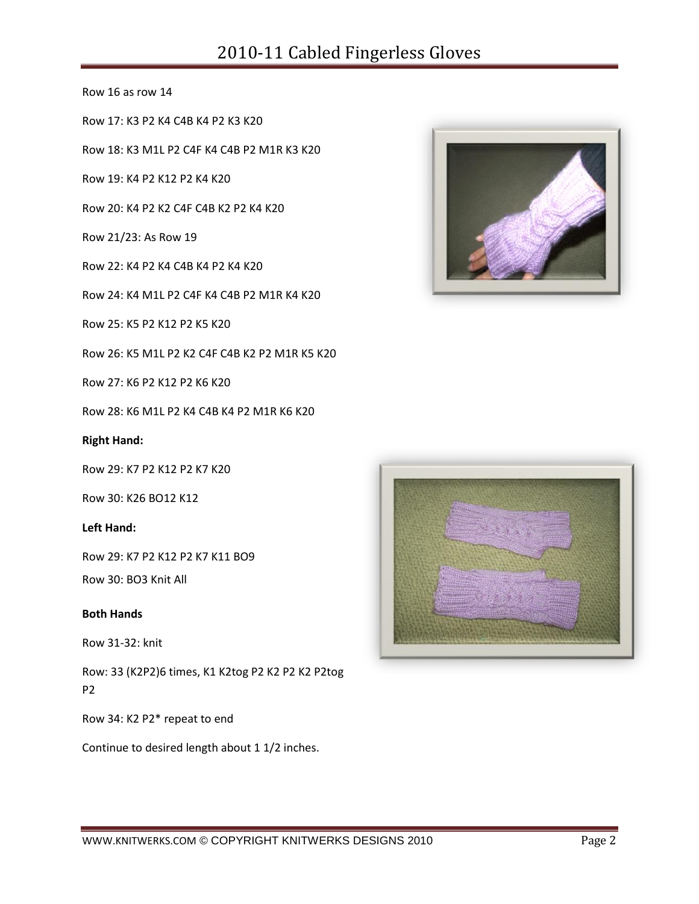Row 16 as row 14

Row 17: K3 P2 K4 C4B K4 P2 K3 K20

Row 18: K3 M1L P2 C4F K4 C4B P2 M1R K3 K20

Row 19: K4 P2 K12 P2 K4 K20

Row 20: K4 P2 K2 C4F C4B K2 P2 K4 K20

Row 21/23: As Row 19

Row 22: K4 P2 K4 C4B K4 P2 K4 K20

Row 24: K4 M1L P2 C4F K4 C4B P2 M1R K4 K20

Row 25: K5 P2 K12 P2 K5 K20

Row 26: K5 M1L P2 K2 C4F C4B K2 P2 M1R K5 K20

Row 27: K6 P2 K12 P2 K6 K20

Row 28: K6 M1L P2 K4 C4B K4 P2 M1R K6 K20

**Right Hand:**

Row 29: K7 P2 K12 P2 K7 K20

Row 30: K26 BO12 K12

**Left Hand:**

Row 29: K7 P2 K12 P2 K7 K11 BO9

Row 30: BO3 Knit All

**Both Hands**

Row 31-32: knit

Row: 33 (K2P2)6 times, K1 K2tog P2 K2 P2 K2 P2tog P2

Row 34: K2 P2* repeat to end

Continue to desired length about 1 1/2 inches.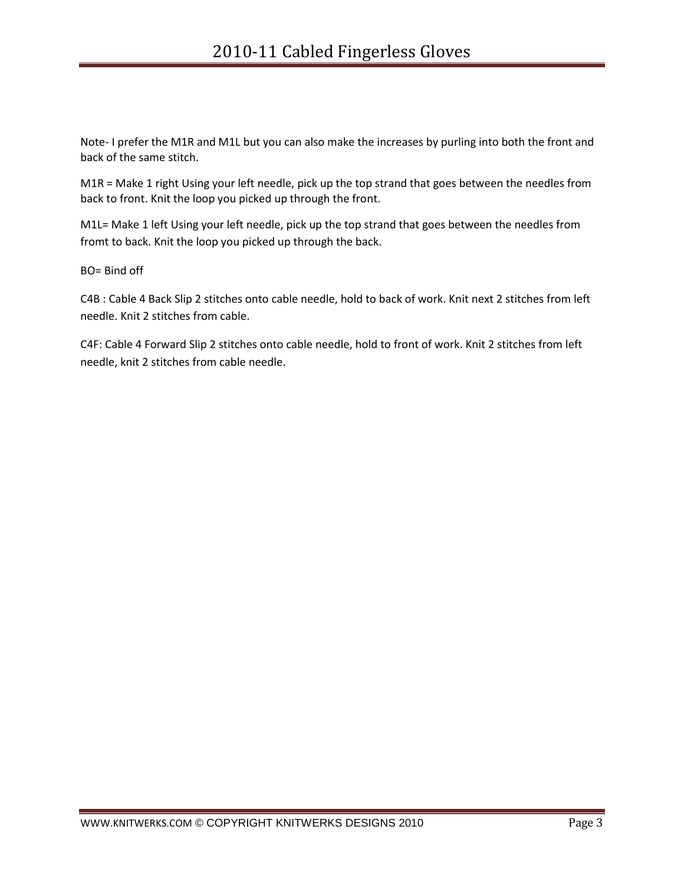Note- I prefer the M1R and M1L but you can also make the increases by purling into both the front and back of the same stitch.

M1R = Make 1 right Using your left needle, pick up the top strand that goes between the needles from back to front. Knit the loop you picked up through the front.

M1L= Make 1 left Using your left needle, pick up the top strand that goes between the needles from fromt to back. Knit the loop you picked up through the back.

BO= Bind off

C4B : Cable 4 Back Slip 2 stitches onto cable needle, hold to back of work. Knit next 2 stitches from left needle. Knit 2 stitches from cable.

C4F: Cable 4 Forward Slip 2 stitches onto cable needle, hold to front of work. Knit 2 stitches from left needle, knit 2 stitches from cable needle.